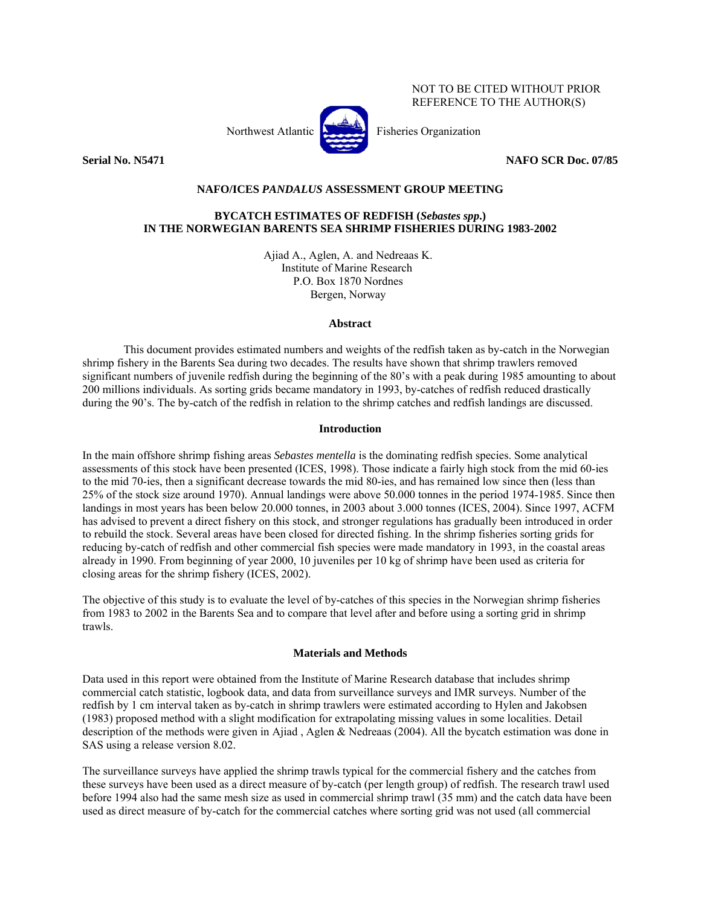NOT TO BE CITED WITHOUT PRIOR REFERENCE TO THE AUTHOR(S)

Northwest Atlantic Fisheries Organization

**Serial No. N5471** **NAFO SCR Doc. 07/85**

**NAFO/ICES *PANDALUS* ASSESSMENT GROUP MEETING**

# BYCATCH ESTIMATES OF REDFISH (*Sebastes spp*.) IN THE NORWEGIAN BARENTS SEA SHRIMP FISHERIES DURING 1983-2002

Ajiad A., Aglen, A. and Nedreaas K.
Institute of Marine Research
P.O. Box 1870 Nordnes
Bergen, Norway

## Abstract

This document provides estimated numbers and weights of the redfish taken as by-catch in the Norwegian shrimp fishery in the Barents Sea during two decades. The results have shown that shrimp trawlers removed significant numbers of juvenile redfish during the beginning of the 80's with a peak during 1985 amounting to about 200 millions individuals. As sorting grids became mandatory in 1993, by-catches of redfish reduced drastically during the 90's. The by-catch of the redfish in relation to the shrimp catches and redfish landings are discussed.

## Introduction

In the main offshore shrimp fishing areas *Sebastes mentella* is the dominating redfish species. Some analytical assessments of this stock have been presented (ICES, 1998). Those indicate a fairly high stock from the mid 60-ies to the mid 70-ies, then a significant decrease towards the mid 80-ies, and has remained low since then (less than 25% of the stock size around 1970). Annual landings were above 50.000 tonnes in the period 1974-1985. Since then landings in most years has been below 20.000 tonnes, in 2003 about 3.000 tonnes (ICES, 2004). Since 1997, ACFM has advised to prevent a direct fishery on this stock, and stronger regulations has gradually been introduced in order to rebuild the stock. Several areas have been closed for directed fishing. In the shrimp fisheries sorting grids for reducing by-catch of redfish and other commercial fish species were made mandatory in 1993, in the coastal areas already in 1990. From beginning of year 2000, 10 juveniles per 10 kg of shrimp have been used as criteria for closing areas for the shrimp fishery (ICES, 2002).

The objective of this study is to evaluate the level of by-catches of this species in the Norwegian shrimp fisheries from 1983 to 2002 in the Barents Sea and to compare that level after and before using a sorting grid in shrimp trawls.

## Materials and Methods

Data used in this report were obtained from the Institute of Marine Research database that includes shrimp commercial catch statistic, logbook data, and data from surveillance surveys and IMR surveys. Number of the redfish by 1 cm interval taken as by-catch in shrimp trawlers were estimated according to Hylen and Jakobsen (1983) proposed method with a slight modification for extrapolating missing values in some localities. Detail description of the methods were given in Ajiad , Aglen & Nedreaas (2004). All the bycatch estimation was done in SAS using a release version 8.02.

The surveillance surveys have applied the shrimp trawls typical for the commercial fishery and the catches from these surveys have been used as a direct measure of by-catch (per length group) of redfish. The research trawl used before 1994 also had the same mesh size as used in commercial shrimp trawl (35 mm) and the catch data have been used as direct measure of by-catch for the commercial catches where sorting grid was not used (all commercial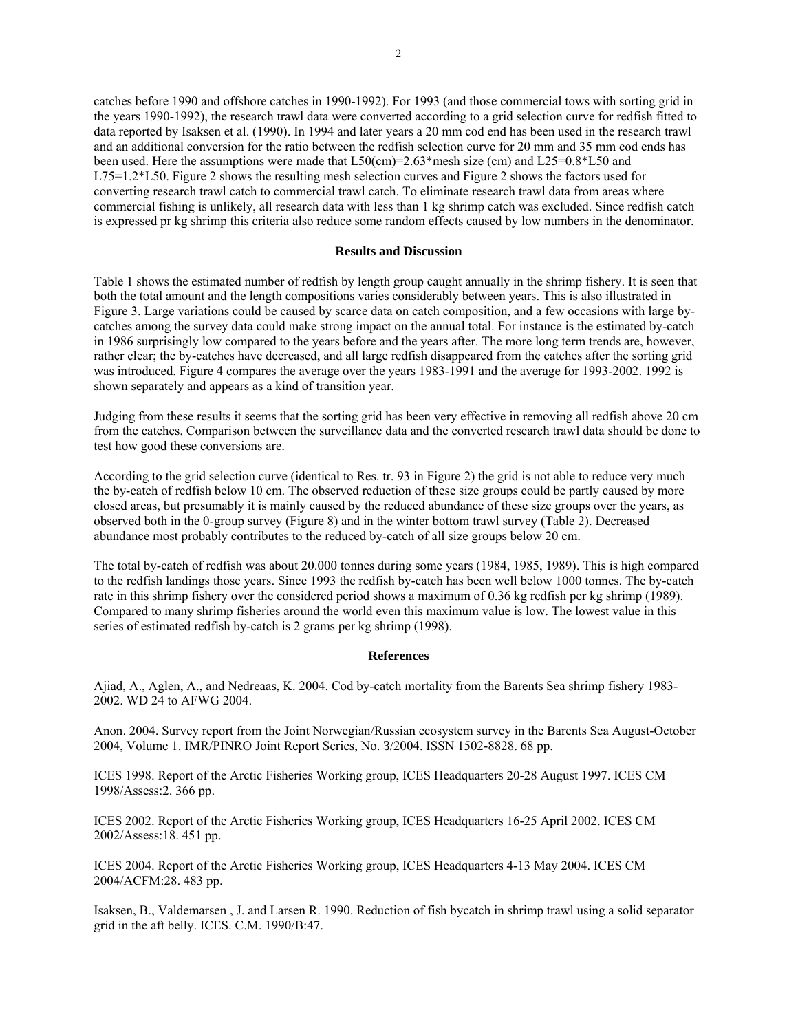catches before 1990 and offshore catches in 1990-1992). For 1993 (and those commercial tows with sorting grid in the years 1990-1992), the research trawl data were converted according to a grid selection curve for redfish fitted to data reported by Isaksen et al. (1990). In 1994 and later years a 20 mm cod end has been used in the research trawl and an additional conversion for the ratio between the redfish selection curve for 20 mm and 35 mm cod ends has been used. Here the assumptions were made that $L50(cm)=2.63*mesh\ size\ (cm)$ and $L25=0.8*L50$ and $L75=1.2*L50$. Figure 2 shows the resulting mesh selection curves and Figure 2 shows the factors used for converting research trawl catch to commercial trawl catch. To eliminate research trawl data from areas where commercial fishing is unlikely, all research data with less than 1 kg shrimp catch was excluded. Since redfish catch is expressed pr kg shrimp this criteria also reduce some random effects caused by low numbers in the denominator.

## Results and Discussion

Table 1 shows the estimated number of redfish by length group caught annually in the shrimp fishery. It is seen that both the total amount and the length compositions varies considerably between years. This is also illustrated in Figure 3. Large variations could be caused by scarce data on catch composition, and a few occasions with large by-catches among the survey data could make strong impact on the annual total. For instance is the estimated by-catch in 1986 surprisingly low compared to the years before and the years after. The more long term trends are, however, rather clear; the by-catches have decreased, and all large redfish disappeared from the catches after the sorting grid was introduced. Figure 4 compares the average over the years 1983-1991 and the average for 1993-2002. 1992 is shown separately and appears as a kind of transition year.

Judging from these results it seems that the sorting grid has been very effective in removing all redfish above 20 cm from the catches. Comparison between the surveillance data and the converted research trawl data should be done to test how good these conversions are.

According to the grid selection curve (identical to Res. tr. 93 in Figure 2) the grid is not able to reduce very much the by-catch of redfish below 10 cm. The observed reduction of these size groups could be partly caused by more closed areas, but presumably it is mainly caused by the reduced abundance of these size groups over the years, as observed both in the 0-group survey (Figure 8) and in the winter bottom trawl survey (Table 2). Decreased abundance most probably contributes to the reduced by-catch of all size groups below 20 cm.

The total by-catch of redfish was about 20.000 tonnes during some years (1984, 1985, 1989). This is high compared to the redfish landings those years. Since 1993 the redfish by-catch has been well below 1000 tonnes. The by-catch rate in this shrimp fishery over the considered period shows a maximum of 0.36 kg redfish per kg shrimp (1989). Compared to many shrimp fisheries around the world even this maximum value is low. The lowest value in this series of estimated redfish by-catch is 2 grams per kg shrimp (1998).

## References

Ajiad, A., Aglen, A., and Nedreaas, K. 2004. Cod by-catch mortality from the Barents Sea shrimp fishery 1983-2002. WD 24 to AFWG 2004.

Anon. 2004. Survey report from the Joint Norwegian/Russian ecosystem survey in the Barents Sea August-October 2004, Volume 1. IMR/PINRO Joint Report Series, No. 3/2004. ISSN 1502-8828. 68 pp.

ICES 1998. Report of the Arctic Fisheries Working group, ICES Headquarters 20-28 August 1997. ICES CM 1998/Assess:2. 366 pp.

ICES 2002. Report of the Arctic Fisheries Working group, ICES Headquarters 16-25 April 2002. ICES CM 2002/Assess:18. 451 pp.

ICES 2004. Report of the Arctic Fisheries Working group, ICES Headquarters 4-13 May 2004. ICES CM 2004/ACFM:28. 483 pp.

Isaksen, B., Valdemarsen , J. and Larsen R. 1990. Reduction of fish bycatch in shrimp trawl using a solid separator grid in the aft belly. ICES. C.M. 1990/B:47.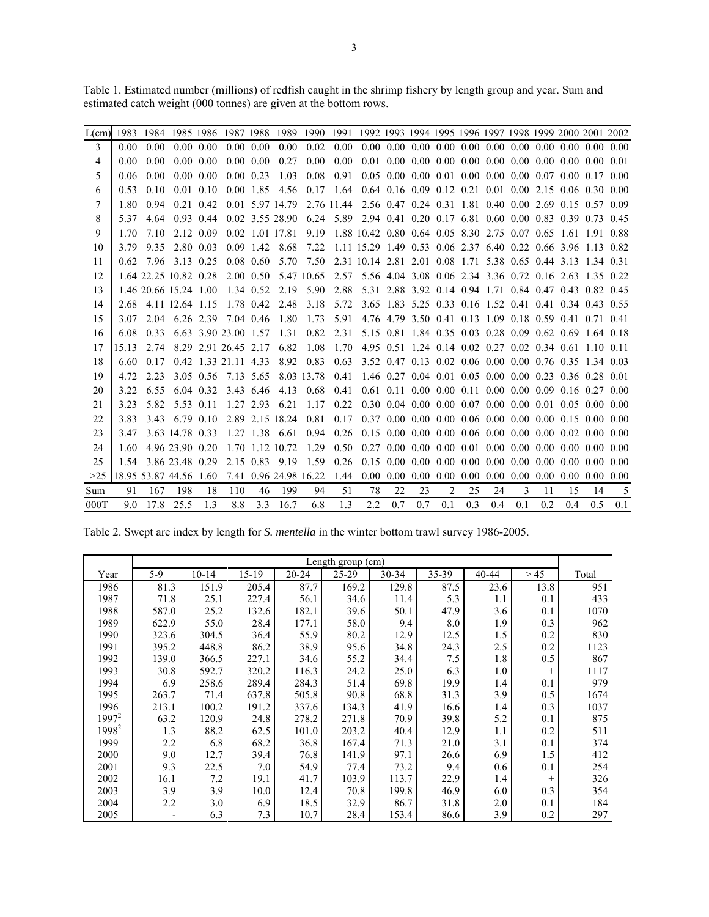Table 1. Estimated number (millions) of redfish caught in the shrimp fishery by length group and year. Sum and estimated catch weight (000 tonnes) are given at the bottom rows.

| L(cm) | 1983 | 1984 | 1985 | 1986 | 1987 | 1988 | 1989 | 1990 | 1991 | 1992 | 1993 | 1994 | 1995 | 1996 | 1997 | 1998 | 1999 | 2000 | 2001 | 2002 |
|---|---|---|---|---|---|---|---|---|---|---|---|---|---|---|---|---|---|---|---|---|
| 3 | 0.00 | 0.00 | 0.00 | 0.00 | 0.00 | 0.00 | 0.00 | 0.02 | 0.00 | 0.00 | 0.00 | 0.00 | 0.00 | 0.00 | 0.00 | 0.00 | 0.00 | 0.00 | 0.00 | 0.00 |
| 4 | 0.00 | 0.00 | 0.00 | 0.00 | 0.00 | 0.00 | 0.27 | 0.00 | 0.00 | 0.01 | 0.00 | 0.00 | 0.00 | 0.00 | 0.00 | 0.00 | 0.00 | 0.00 | 0.00 | 0.01 |
| 5 | 0.06 | 0.00 | 0.00 | 0.00 | 0.00 | 0.23 | 1.03 | 0.08 | 0.91 | 0.05 | 0.00 | 0.00 | 0.01 | 0.00 | 0.00 | 0.00 | 0.07 | 0.00 | 0.17 | 0.00 |
| 6 | 0.53 | 0.10 | 0.01 | 0.10 | 0.00 | 1.85 | 4.56 | 0.17 | 1.64 | 0.64 | 0.16 | 0.09 | 0.12 | 0.21 | 0.01 | 0.00 | 2.15 | 0.06 | 0.30 | 0.00 |
| 7 | 1.80 | 0.94 | 0.21 | 0.42 | 0.01 | 5.97 | 14.79 | 2.76 | 11.44 | 2.56 | 0.47 | 0.24 | 0.31 | 1.81 | 0.40 | 0.00 | 2.69 | 0.15 | 0.57 | 0.09 |
| 8 | 5.37 | 4.64 | 0.93 | 0.44 | 0.02 | 3.55 | 28.90 | 6.24 | 5.89 | 2.94 | 0.41 | 0.20 | 0.17 | 6.81 | 0.60 | 0.00 | 0.83 | 0.39 | 0.73 | 0.45 |
| 9 | 1.70 | 7.10 | 2.12 | 0.09 | 0.02 | 1.01 | 17.81 | 9.19 | 1.88 | 10.42 | 0.80 | 0.64 | 0.05 | 8.30 | 2.75 | 0.07 | 0.65 | 1.61 | 1.91 | 0.88 |
| 10 | 3.79 | 9.35 | 2.80 | 0.03 | 0.09 | 1.42 | 8.68 | 7.22 | 1.11 | 15.29 | 1.49 | 0.53 | 0.06 | 2.37 | 6.40 | 0.22 | 0.66 | 3.96 | 1.13 | 0.82 |
| 11 | 0.62 | 7.96 | 3.13 | 0.25 | 0.08 | 0.60 | 5.70 | 7.50 | 2.31 | 10.14 | 2.81 | 2.01 | 0.08 | 1.71 | 5.38 | 0.65 | 0.44 | 3.13 | 1.34 | 0.31 |
| 12 | 1.64 | 22.25 | 10.82 | 0.28 | 2.00 | 0.50 | 5.47 | 10.65 | 2.57 | 5.56 | 4.04 | 3.08 | 0.06 | 2.34 | 3.36 | 0.72 | 0.16 | 2.63 | 1.35 | 0.22 |
| 13 | 1.46 | 20.66 | 15.24 | 1.00 | 1.34 | 0.52 | 2.19 | 5.90 | 2.88 | 5.31 | 2.88 | 3.92 | 0.14 | 0.94 | 1.71 | 0.84 | 0.47 | 0.43 | 0.82 | 0.45 |
| 14 | 2.68 | 4.11 | 12.64 | 1.15 | 1.78 | 0.42 | 2.48 | 3.18 | 5.72 | 3.65 | 1.83 | 5.25 | 0.33 | 0.16 | 1.52 | 0.41 | 0.41 | 0.34 | 0.43 | 0.55 |
| 15 | 3.07 | 2.04 | 6.26 | 2.39 | 7.04 | 0.46 | 1.80 | 1.73 | 5.91 | 4.76 | 4.79 | 3.50 | 0.41 | 0.13 | 1.09 | 0.18 | 0.59 | 0.41 | 0.71 | 0.41 |
| 16 | 6.08 | 0.33 | 6.63 | 3.90 | 23.00 | 1.57 | 1.31 | 0.82 | 2.31 | 5.15 | 0.81 | 1.84 | 0.35 | 0.03 | 0.28 | 0.09 | 0.62 | 0.69 | 1.64 | 0.18 |
| 17 | 15.13 | 2.74 | 8.29 | 2.91 | 26.45 | 2.17 | 6.82 | 1.08 | 1.70 | 4.95 | 0.51 | 1.24 | 0.14 | 0.02 | 0.27 | 0.02 | 0.34 | 0.61 | 1.10 | 0.11 |
| 18 | 6.60 | 0.17 | 0.42 | 1.33 | 21.11 | 4.33 | 8.92 | 0.83 | 0.63 | 3.52 | 0.47 | 0.13 | 0.02 | 0.06 | 0.00 | 0.00 | 0.76 | 0.35 | 1.34 | 0.03 |
| 19 | 4.72 | 2.23 | 3.05 | 0.56 | 7.13 | 5.65 | 8.03 | 13.78 | 0.41 | 1.46 | 0.27 | 0.04 | 0.01 | 0.05 | 0.00 | 0.00 | 0.23 | 0.36 | 0.28 | 0.01 |
| 20 | 3.22 | 6.55 | 6.04 | 0.32 | 3.43 | 6.46 | 4.13 | 0.68 | 0.41 | 0.61 | 0.11 | 0.00 | 0.00 | 0.11 | 0.00 | 0.00 | 0.09 | 0.16 | 0.27 | 0.00 |
| 21 | 3.23 | 5.82 | 5.53 | 0.11 | 1.27 | 2.93 | 6.21 | 1.17 | 0.22 | 0.30 | 0.04 | 0.00 | 0.00 | 0.07 | 0.00 | 0.00 | 0.01 | 0.05 | 0.00 | 0.00 |
| 22 | 3.83 | 3.43 | 6.79 | 0.10 | 2.89 | 2.15 | 18.24 | 0.81 | 0.17 | 0.37 | 0.00 | 0.00 | 0.00 | 0.06 | 0.00 | 0.00 | 0.00 | 0.15 | 0.00 | 0.00 |
| 23 | 3.47 | 3.63 | 14.78 | 0.33 | 1.27 | 1.38 | 6.61 | 0.94 | 0.26 | 0.15 | 0.00 | 0.00 | 0.00 | 0.06 | 0.00 | 0.00 | 0.00 | 0.02 | 0.00 | 0.00 |
| 24 | 1.60 | 4.96 | 23.90 | 0.20 | 1.70 | 1.12 | 10.72 | 1.29 | 0.50 | 0.27 | 0.00 | 0.00 | 0.00 | 0.01 | 0.00 | 0.00 | 0.00 | 0.00 | 0.00 | 0.00 |
| 25 | 1.54 | 3.86 | 23.48 | 0.29 | 2.15 | 0.83 | 9.19 | 1.59 | 0.26 | 0.15 | 0.00 | 0.00 | 0.00 | 0.00 | 0.00 | 0.00 | 0.00 | 0.00 | 0.00 | 0.00 |
| >25 | 18.95 | 53.87 | 44.56 | 1.60 | 7.41 | 0.96 | 24.98 | 16.22 | 1.44 | 0.00 | 0.00 | 0.00 | 0.00 | 0.00 | 0.00 | 0.00 | 0.00 | 0.00 | 0.00 | 0.00 |
| Sum | 91 | 167 | 198 | 18 | 110 | 46 | 199 | 94 | 51 | 78 | 22 | 23 | 2 | 25 | 24 | 3 | 11 | 15 | 14 | 5 |
| 000T | 9.0 | 17.8 | 25.5 | 1.3 | 8.8 | 3.3 | 16.7 | 6.8 | 1.3 | 2.2 | 0.7 | 0.7 | 0.1 | 0.3 | 0.4 | 0.1 | 0.2 | 0.4 | 0.5 | 0.1 |

Table 2. Swept are index by length for *S. mentella* in the winter bottom trawl survey 1986-2005.

| | Length group (cm) | | | | | | | | | |
|---|---|---|---|---|---|---|---|---|---|---|
| Year | 5-9 | 10-14 | 15-19 | 20-24 | 25-29 | 30-34 | 35-39 | 40-44 | > 45 | Total |
| 1986 | 81.3 | 151.9 | 205.4 | 87.7 | 169.2 | 129.8 | 87.5 | 23.6 | 13.8 | 951 |
| 1987 | 71.8 | 25.1 | 227.4 | 56.1 | 34.6 | 11.4 | 5.3 | 1.1 | 0.1 | 433 |
| 1988 | 587.0 | 25.2 | 132.6 | 182.1 | 39.6 | 50.1 | 47.9 | 3.6 | 0.1 | 1070 |
| 1989 | 622.9 | 55.0 | 28.4 | 177.1 | 58.0 | 9.4 | 8.0 | 1.9 | 0.3 | 962 |
| 1990 | 323.6 | 304.5 | 36.4 | 55.9 | 80.2 | 12.9 | 12.5 | 1.5 | 0.2 | 830 |
| 1991 | 395.2 | 448.8 | 86.2 | 38.9 | 95.6 | 34.8 | 24.3 | 2.5 | 0.2 | 1123 |
| 1992 | 139.0 | 366.5 | 227.1 | 34.6 | 55.2 | 34.4 | 7.5 | 1.8 | 0.5 | 867 |
| 1993 | 30.8 | 592.7 | 320.2 | 116.3 | 24.2 | 25.0 | 6.3 | 1.0 | + | 1117 |
| 1994 | 6.9 | 258.6 | 289.4 | 284.3 | 51.4 | 69.8 | 19.9 | 1.4 | 0.1 | 979 |
| 1995 | 263.7 | 71.4 | 637.8 | 505.8 | 90.8 | 68.8 | 31.3 | 3.9 | 0.5 | 1674 |
| 1996 | 213.1 | 100.2 | 191.2 | 337.6 | 134.3 | 41.9 | 16.6 | 1.4 | 0.3 | 1037 |
| 1997[2] | 63.2 | 120.9 | 24.8 | 278.2 | 271.8 | 70.9 | 39.8 | 5.2 | 0.1 | 875 |
| 1998[2] | 1.3 | 88.2 | 62.5 | 101.0 | 203.2 | 40.4 | 12.9 | 1.1 | 0.2 | 511 |
| 1999 | 2.2 | 6.8 | 68.2 | 36.8 | 167.4 | 71.3 | 21.0 | 3.1 | 0.1 | 374 |
| 2000 | 9.0 | 12.7 | 39.4 | 76.8 | 141.9 | 97.1 | 26.6 | 6.9 | 1.5 | 412 |
| 2001 | 9.3 | 22.5 | 7.0 | 54.9 | 77.4 | 73.2 | 9.4 | 0.6 | 0.1 | 254 |
| 2002 | 16.1 | 7.2 | 19.1 | 41.7 | 103.9 | 113.7 | 22.9 | 1.4 | + | 326 |
| 2003 | 3.9 | 3.9 | 10.0 | 12.4 | 70.8 | 199.8 | 46.9 | 6.0 | 0.3 | 354 |
| 2004 | 2.2 | 3.0 | 6.9 | 18.5 | 32.9 | 86.7 | 31.8 | 2.0 | 0.1 | 184 |
| 2005 | - | 6.3 | 7.3 | 10.7 | 28.4 | 153.4 | 86.6 | 3.9 | 0.2 | 297 |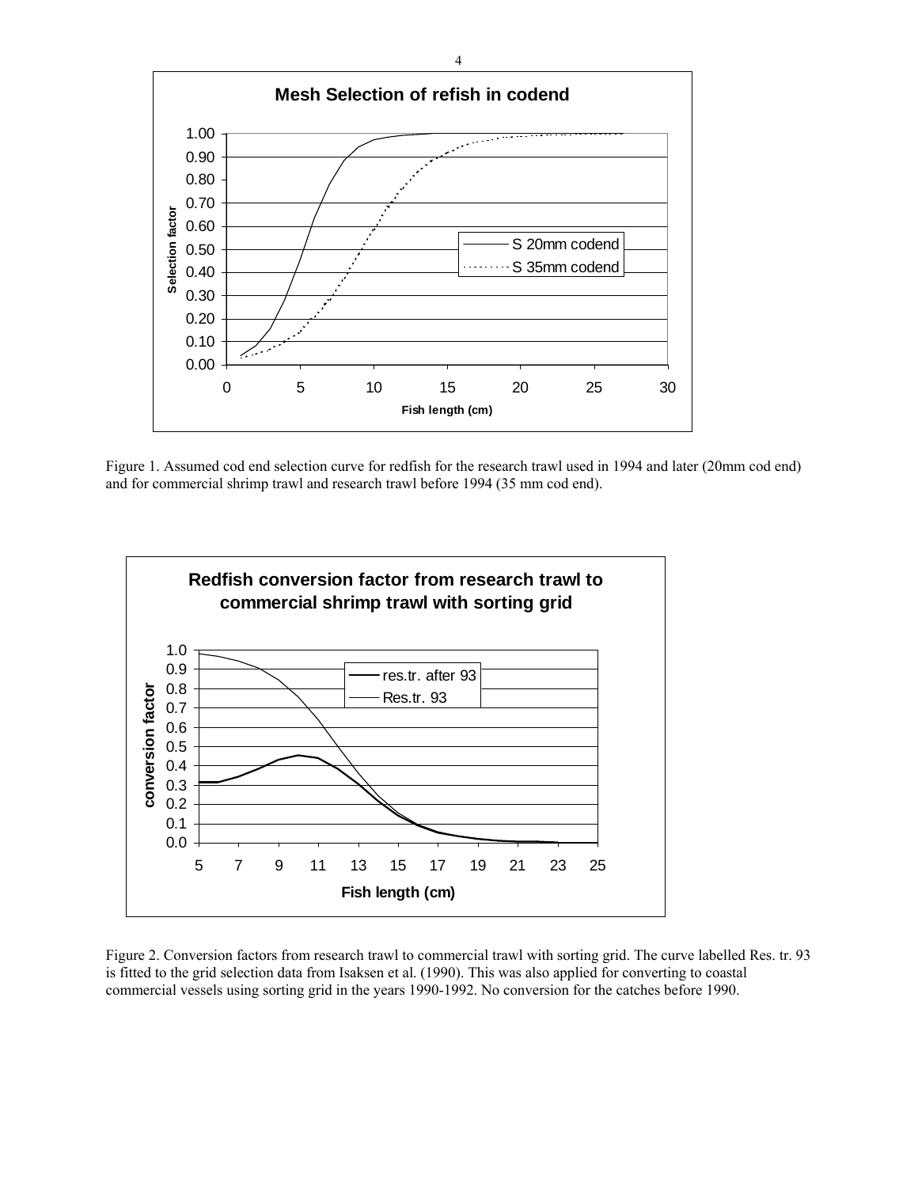Figure 1. Assumed cod end selection curve for redfish for the research trawl used in 1994 and later (20mm cod end) and for commercial shrimp trawl and research trawl before 1994 (35 mm cod end).

Figure 2. Conversion factors from research trawl to commercial trawl with sorting grid. The curve labelled Res. tr. 93 is fitted to the grid selection data from Isaksen et al. (1990). This was also applied for converting to coastal commercial vessels using sorting grid in the years 1990-1992. No conversion for the catches before 1990.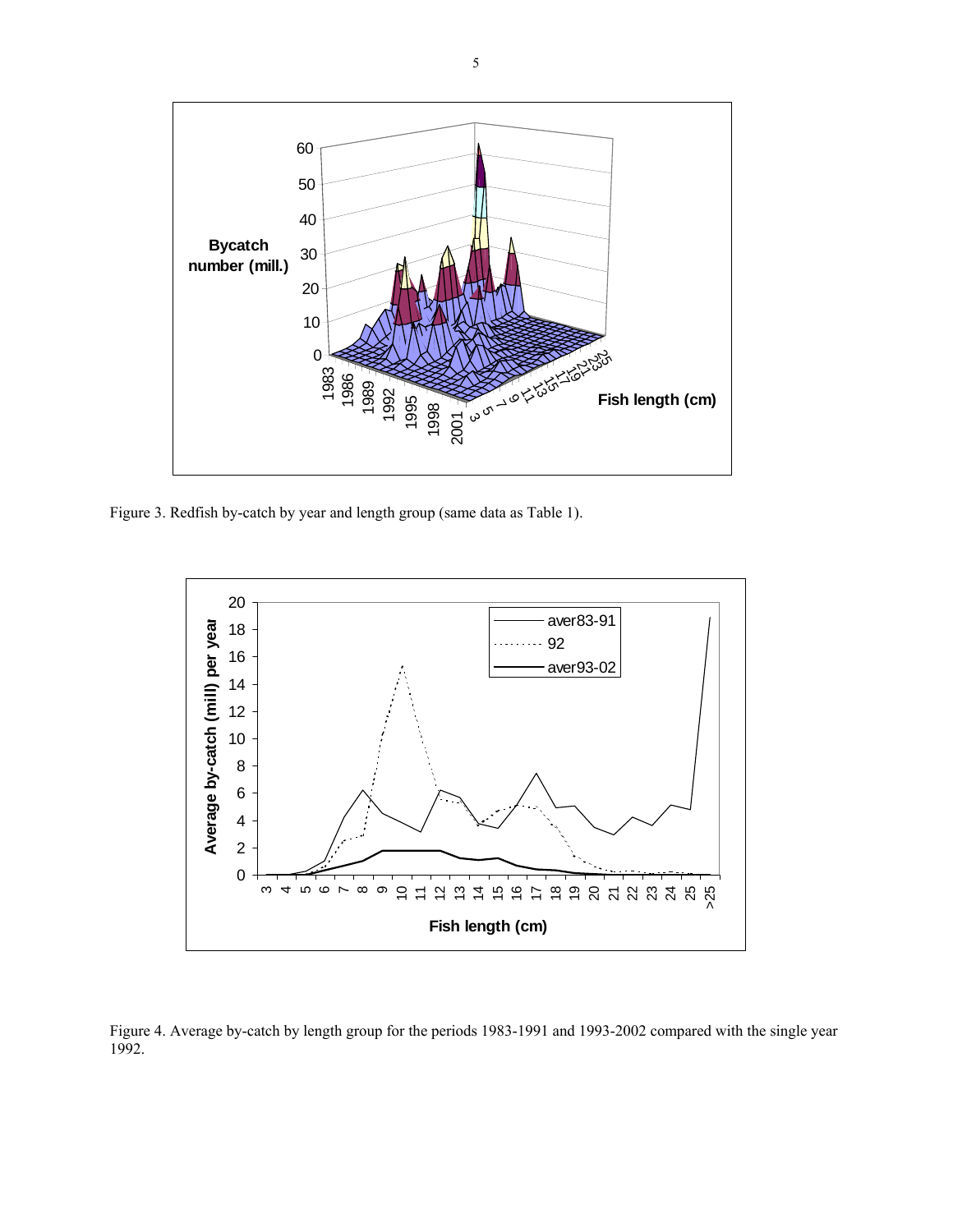Figure 3. Redfish by-catch by year and length group (same data as Table 1).

Figure 4. Average by-catch by length group for the periods 1983-1991 and 1993-2002 compared with the single year 1992.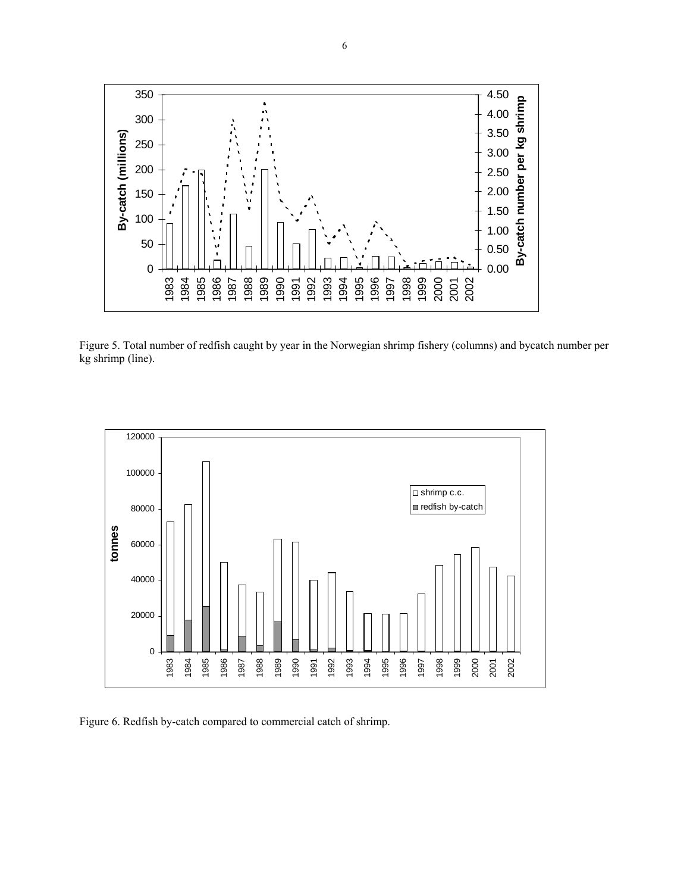Figure 5. Total number of redfish caught by year in the Norwegian shrimp fishery (columns) and bycatch number per kg shrimp (line).

Figure 6. Redfish by-catch compared to commercial catch of shrimp.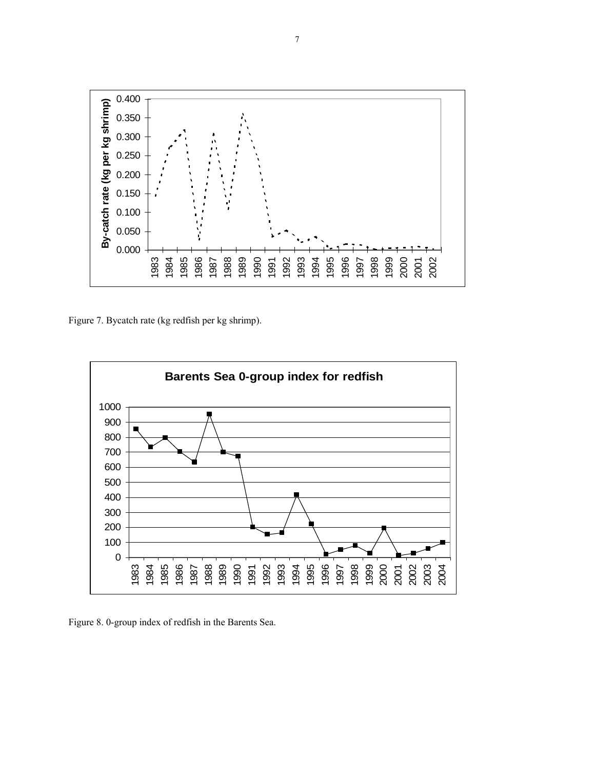By-catch rate (kg per kg shrimp)

0.400
0.350
0.300
0.250
0.200
0.150
0.100
0.050
0.000

1983 1984 1985 1986 1987 1988 1989 1990 1991 1992 1993 1994 1995 1996 1997 1998 1999 2000 2001 2002

Figure 7. Bycatch rate (kg redfish per kg shrimp).

**Barents Sea 0-group index for redfish**

1000
900
800
700
600
500
400
300
200
100
0

1983 1984 1985 1986 1987 1988 1989 1990 1991 1992 1993 1994 1995 1996 1997 1998 1999 2000 2001 2002 2003 2004

Figure 8. 0-group index of redfish in the Barents Sea.